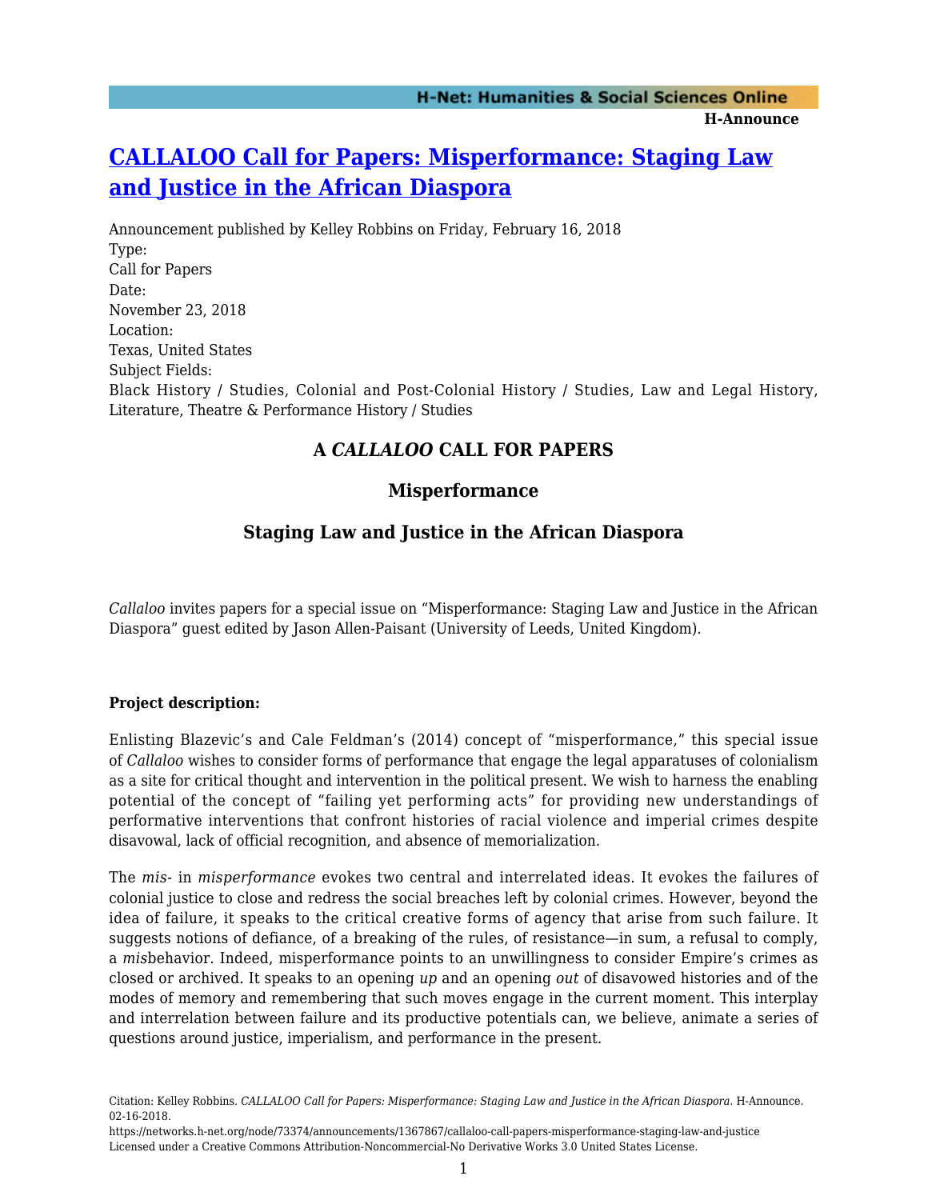# [CALLALOO Call for Papers: Misperformance: Staging Law and Justice in the African Diaspora](#)

Announcement published by Kelley Robbins on Friday, February 16, 2018

Type:
Call for Papers

Date:
November 23, 2018

Location:
Texas, United States

Subject Fields:
Black History / Studies, Colonial and Post-Colonial History / Studies, Law and Legal History, Literature, Theatre & Performance History / Studies

### A *CALLALOO* CALL FOR PAPERS

### Misperformance

### Staging Law and Justice in the African Diaspora

*Callaloo* invites papers for a special issue on "Misperformance: Staging Law and Justice in the African Diaspora" guest edited by Jason Allen-Paisant (University of Leeds, United Kingdom).

**Project description:**

Enlisting Blazevic's and Cale Feldman's (2014) concept of "misperformance," this special issue of *Callaloo* wishes to consider forms of performance that engage the legal apparatuses of colonialism as a site for critical thought and intervention in the political present. We wish to harness the enabling potential of the concept of "failing yet performing acts" for providing new understandings of performative interventions that confront histories of racial violence and imperial crimes despite disavowal, lack of official recognition, and absence of memorialization.

The *mis-* in *misperformance* evokes two central and interrelated ideas. It evokes the failures of colonial justice to close and redress the social breaches left by colonial crimes. However, beyond the idea of failure, it speaks to the critical creative forms of agency that arise from such failure. It suggests notions of defiance, of a breaking of the rules, of resistance—in sum, a refusal to comply, a *mis*behavior. Indeed, misperformance points to an unwillingness to consider Empire's crimes as closed or archived. It speaks to an opening *up* and an opening *out* of disavowed histories and of the modes of memory and remembering that such moves engage in the current moment. This interplay and interrelation between failure and its productive potentials can, we believe, animate a series of questions around justice, imperialism, and performance in the present.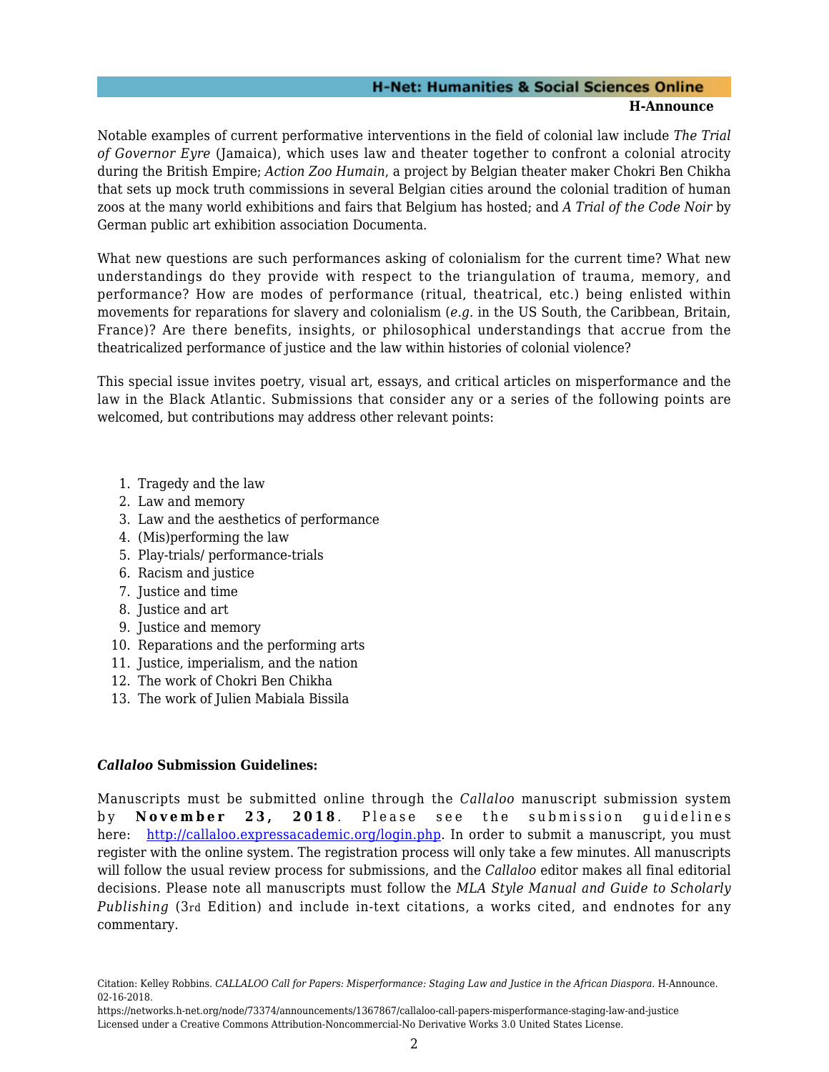Notable examples of current performative interventions in the field of colonial law include *The Trial of Governor Eyre* (Jamaica), which uses law and theater together to confront a colonial atrocity during the British Empire; *Action Zoo Humain*, a project by Belgian theater maker Chokri Ben Chikha that sets up mock truth commissions in several Belgian cities around the colonial tradition of human zoos at the many world exhibitions and fairs that Belgium has hosted; and *A Trial of the Code Noir* by German public art exhibition association Documenta.

What new questions are such performances asking of colonialism for the current time? What new understandings do they provide with respect to the triangulation of trauma, memory, and performance? How are modes of performance (ritual, theatrical, etc.) being enlisted within movements for reparations for slavery and colonialism (*e.g.* in the US South, the Caribbean, Britain, France)? Are there benefits, insights, or philosophical understandings that accrue from the theatricalized performance of justice and the law within histories of colonial violence?

This special issue invites poetry, visual art, essays, and critical articles on misperformance and the law in the Black Atlantic. Submissions that consider any or a series of the following points are welcomed, but contributions may address other relevant points:

1. Tragedy and the law
2. Law and memory
3. Law and the aesthetics of performance
4. (Mis)performing the law
5. Play-trials/ performance-trials
6. Racism and justice
7. Justice and time
8. Justice and art
9. Justice and memory
10. Reparations and the performing arts
11. Justice, imperialism, and the nation
12. The work of Chokri Ben Chikha
13. The work of Julien Mabiala Bissila

### *Callaloo* Submission Guidelines:

Manuscripts must be submitted online through the *Callaloo* manuscript submission system by **November 23, 2018**. Please see the submission guidelines here: http://callaloo.expressacademic.org/login.php. In order to submit a manuscript, you must register with the online system. The registration process will only take a few minutes. All manuscripts will follow the usual review process for submissions, and the *Callaloo* editor makes all final editorial decisions. Please note all manuscripts must follow the *MLA Style Manual and Guide to Scholarly Publishing* (3rd Edition) and include in-text citations, a works cited, and endnotes for any commentary.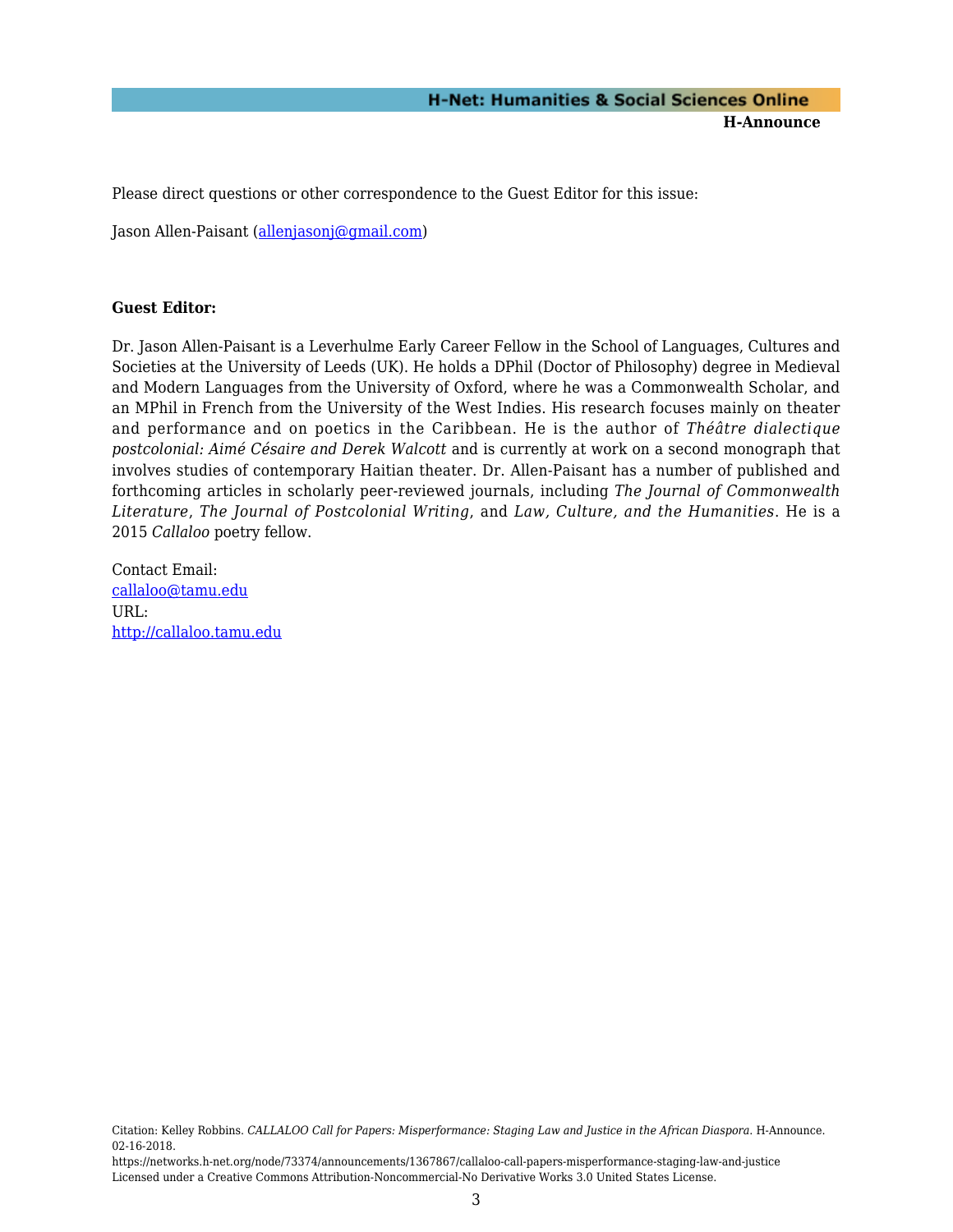Please direct questions or other correspondence to the Guest Editor for this issue:

Jason Allen-Paisant (allenjasonj@gmail.com)

**Guest Editor:**

Dr. Jason Allen-Paisant is a Leverhulme Early Career Fellow in the School of Languages, Cultures and Societies at the University of Leeds (UK). He holds a DPhil (Doctor of Philosophy) degree in Medieval and Modern Languages from the University of Oxford, where he was a Commonwealth Scholar, and an MPhil in French from the University of the West Indies. His research focuses mainly on theater and performance and on poetics in the Caribbean. He is the author of *Théâtre dialectique postcolonial: Aimé Césaire and Derek Walcott* and is currently at work on a second monograph that involves studies of contemporary Haitian theater. Dr. Allen-Paisant has a number of published and forthcoming articles in scholarly peer-reviewed journals, including *The Journal of Commonwealth Literature*, *The Journal of Postcolonial Writing*, and *Law, Culture, and the Humanities*. He is a 2015 *Callaloo* poetry fellow.

Contact Email:
callaloo@tamu.edu
URL:
http://callaloo.tamu.edu

Citation: Kelley Robbins. *CALLALOO Call for Papers: Misperformance: Staging Law and Justice in the African Diaspora.* H-Announce. 02-16-2018.
https://networks.h-net.org/node/73374/announcements/1367867/callaloo-call-papers-misperformance-staging-law-and-justice
Licensed under a Creative Commons Attribution-Noncommercial-No Derivative Works 3.0 United States License.